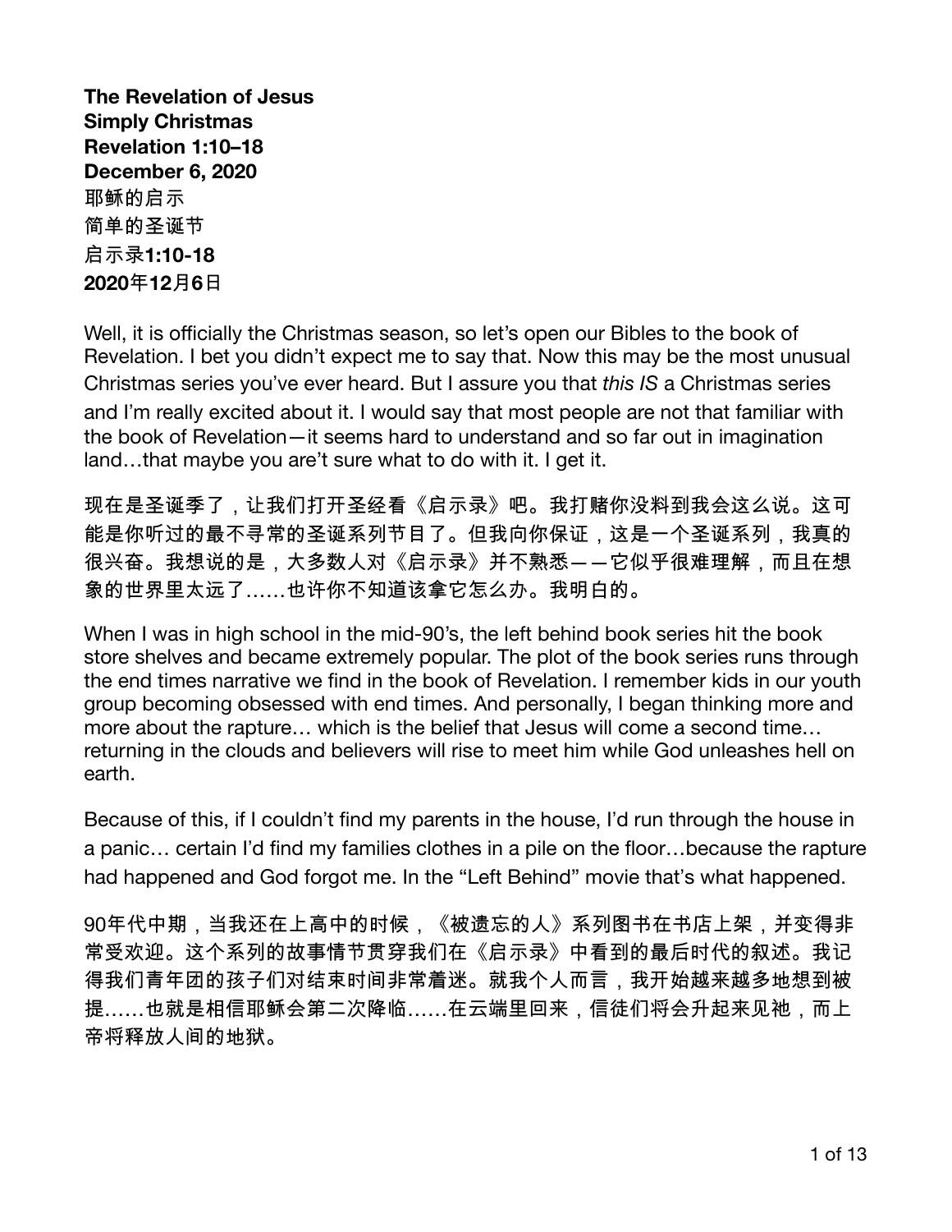**The Revelation of Jesus**
**Simply Christmas**
**Revelation 1:10–18**
**December 6, 2020**
耶稣的启示
简单的圣诞节
启示录**1:10-18**
**2020**年**12**月**6**日

Well, it is officially the Christmas season, so let's open our Bibles to the book of Revelation. I bet you didn't expect me to say that. Now this may be the most unusual Christmas series you've ever heard. But I assure you that *this IS* a Christmas series and I'm really excited about it. I would say that most people are not that familiar with the book of Revelation—it seems hard to understand and so far out in imagination land…that maybe you are't sure what to do with it. I get it.

现在是圣诞季了，让我们打开圣经看《启示录》吧。我打赌你没料到我会这么说。这可能是你听过的最不寻常的圣诞系列节目了。但我向你保证，这是一个圣诞系列，我真的很兴奋。我想说的是，大多数人对《启示录》并不熟悉——它似乎很难理解，而且在想象的世界里太远了……也许你不知道该拿它怎么办。我明白的。

When I was in high school in the mid-90's, the left behind book series hit the book store shelves and became extremely popular. The plot of the book series runs through the end times narrative we find in the book of Revelation. I remember kids in our youth group becoming obsessed with end times. And personally, I began thinking more and more about the rapture… which is the belief that Jesus will come a second time… returning in the clouds and believers will rise to meet him while God unleashes hell on earth.

Because of this, if I couldn't find my parents in the house, I'd run through the house in a panic… certain I'd find my families clothes in a pile on the floor…because the rapture had happened and God forgot me. In the "Left Behind" movie that's what happened.

90年代中期，当我还在上高中的时候，《被遗忘的人》系列图书在书店上架，并变得非常受欢迎。这个系列的故事情节贯穿我们在《启示录》中看到的最后时代的叙述。我记得我们青年团的孩子们对结束时间非常着迷。就我个人而言，我开始越来越多地想到被提……也就是相信耶稣会第二次降临……在云端里回来，信徒们将会升起来见祂，而上帝将释放人间的地狱。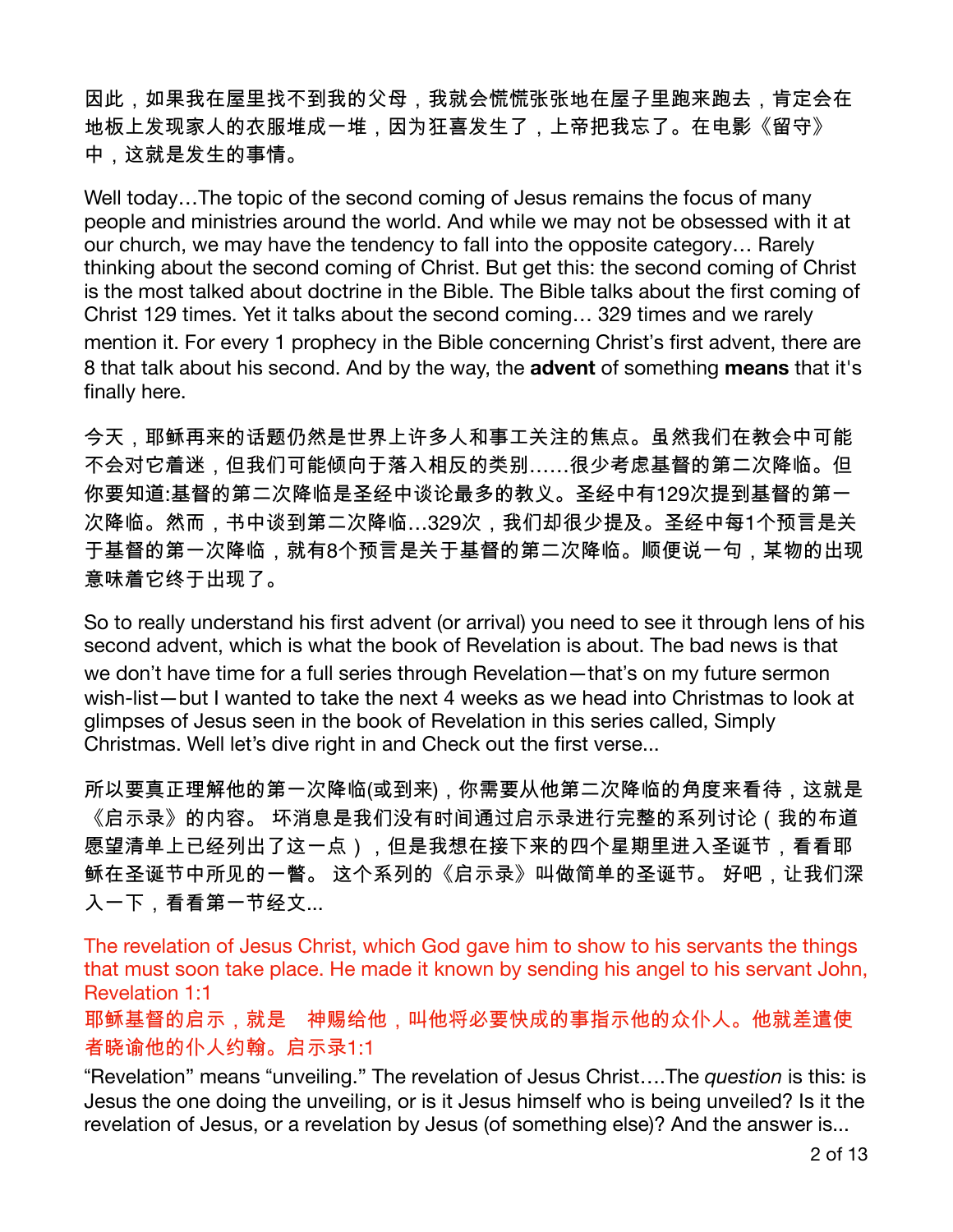因此，如果我在屋里找不到我的父母，我就会慌慌张张地在屋子里跑来跑去，肯定会在地板上发现家人的衣服堆成一堆，因为狂喜发生了，上帝把我忘了。在电影《留守》中，这就是发生的事情。

Well today…The topic of the second coming of Jesus remains the focus of many people and ministries around the world. And while we may not be obsessed with it at our church, we may have the tendency to fall into the opposite category… Rarely thinking about the second coming of Christ. But get this: the second coming of Christ is the most talked about doctrine in the Bible. The Bible talks about the first coming of Christ 129 times. Yet it talks about the second coming… 329 times and we rarely mention it. For every 1 prophecy in the Bible concerning Christ's first advent, there are 8 that talk about his second. And by the way, the **advent** of something **means** that it's finally here.

今天，耶稣再来的话题仍然是世界上许多人和事工关注的焦点。虽然我们在教会中可能不会对它着迷，但我们可能倾向于落入相反的类别……很少考虑基督的第二次降临。但你要知道:基督的第二次降临是圣经中谈论最多的教义。圣经中有129次提到基督的第一次降临。然而，书中谈到第二次降临…329次，我们却很少提及。圣经中每1个预言是关于基督的第一次降临，就有8个预言是关于基督的第二次降临。顺便说一句，某物的出现意味着它终于出现了。

So to really understand his first advent (or arrival) you need to see it through lens of his second advent, which is what the book of Revelation is about. The bad news is that we don't have time for a full series through Revelation—that's on my future sermon wish-list—but I wanted to take the next 4 weeks as we head into Christmas to look at glimpses of Jesus seen in the book of Revelation in this series called, Simply Christmas. Well let's dive right in and Check out the first verse...

所以要真正理解他的第一次降临(或到来)，你需要从他第二次降临的角度来看待，这就是《启示录》的内容。 坏消息是我们没有时间通过启示录进行完整的系列讨论（我的布道愿望清单上已经列出了这一点），但是我想在接下来的四个星期里进入圣诞节，看看耶稣在圣诞节中所见的一瞥。 这个系列的《启示录》叫做简单的圣诞节。 好吧，让我们深入一下，看看第一节经文...

The revelation of Jesus Christ, which God gave him to show to his servants the things that must soon take place. He made it known by sending his angel to his servant John, Revelation 1:1

耶稣基督的启示，就是 神赐给他，叫他将必要快成的事指示他的众仆人。他就差遣使者晓谕他的仆人约翰。启示录1:1

"Revelation" means "unveiling." The revelation of Jesus Christ….The *question* is this: is Jesus the one doing the unveiling, or is it Jesus himself who is being unveiled? Is it the revelation of Jesus, or a revelation by Jesus (of something else)? And the answer is...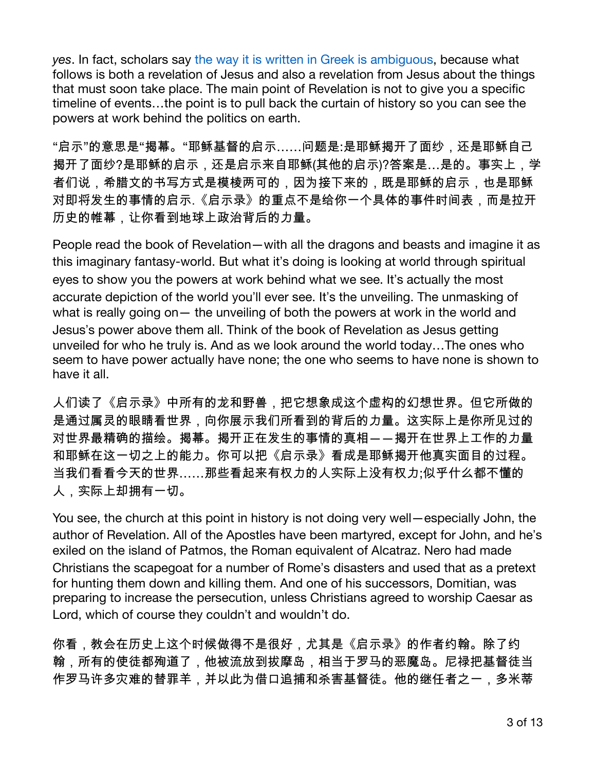*yes*. In fact, scholars say the way it is written in Greek is ambiguous, because what follows is both a revelation of Jesus and also a revelation from Jesus about the things that must soon take place. The main point of Revelation is not to give you a specific timeline of events…the point is to pull back the curtain of history so you can see the powers at work behind the politics on earth.

“启示”的意思是“揭幕。“耶稣基督的启示……问题是:是耶稣揭开了面纱，还是耶稣自己揭开了面纱?是耶稣的启示，还是启示来自耶稣(其他的启示)?答案是…是的。事实上，学者们说，希腊文的书写方式是模棱两可的，因为接下来的，既是耶稣的启示，也是耶稣对即将发生的事情的启示.《启示录》的重点不是给你一个具体的事件时间表，而是拉开历史的帷幕，让你看到地球上政治背后的力量。

People read the book of Revelation—with all the dragons and beasts and imagine it as this imaginary fantasy-world. But what it’s doing is looking at world through spiritual eyes to show you the powers at work behind what we see. It’s actually the most accurate depiction of the world you’ll ever see. It’s the unveiling. The unmasking of what is really going on— the unveiling of both the powers at work in the world and Jesus’s power above them all. Think of the book of Revelation as Jesus getting unveiled for who he truly is. And as we look around the world today…The ones who seem to have power actually have none; the one who seems to have none is shown to have it all.

人们读了《启示录》中所有的龙和野兽，把它想象成这个虚构的幻想世界。但它所做的是通过属灵的眼睛看世界，向你展示我们所看到的背后的力量。这实际上是你所见过的对世界最精确的描绘。揭幕。揭开正在发生的事情的真相——揭开在世界上工作的力量和耶稣在这一切之上的能力。你可以把《启示录》看成是耶稣揭开他真实面目的过程。当我们看看今天的世界……那些看起来有权力的人实际上没有权力;似乎什么都不懂的人，实际上却拥有一切。

You see, the church at this point in history is not doing very well—especially John, the author of Revelation. All of the Apostles have been martyred, except for John, and he’s exiled on the island of Patmos, the Roman equivalent of Alcatraz. Nero had made Christians the scapegoat for a number of Rome’s disasters and used that as a pretext for hunting them down and killing them. And one of his successors, Domitian, was preparing to increase the persecution, unless Christians agreed to worship Caesar as Lord, which of course they couldn’t and wouldn’t do.

你看，教会在历史上这个时候做得不是很好，尤其是《启示录》的作者约翰。除了约翰，所有的使徒都殉道了，他被流放到拔摩岛，相当于罗马的恶魔岛。尼禄把基督徒当作罗马许多灾难的替罪羊，并以此为借口追捕和杀害基督徒。他的继任者之一，多米蒂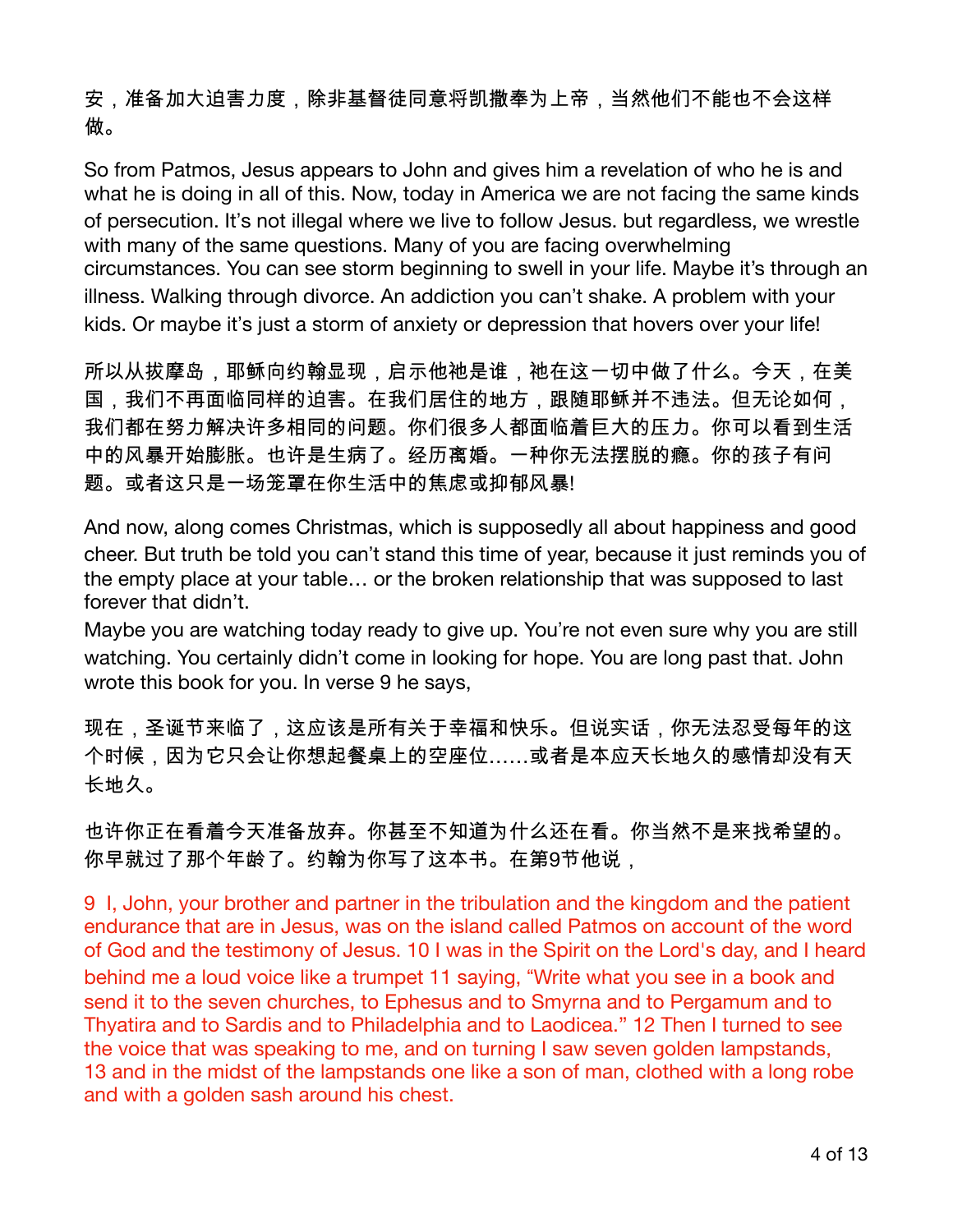安，准备加大迫害力度，除非基督徒同意将凯撒奉为上帝，当然他们不能也不会这样做。

So from Patmos, Jesus appears to John and gives him a revelation of who he is and what he is doing in all of this. Now, today in America we are not facing the same kinds of persecution. It's not illegal where we live to follow Jesus. but regardless, we wrestle with many of the same questions. Many of you are facing overwhelming circumstances. You can see storm beginning to swell in your life. Maybe it's through an illness. Walking through divorce. An addiction you can't shake. A problem with your kids. Or maybe it's just a storm of anxiety or depression that hovers over your life!

所以从拔摩岛，耶稣向约翰显现，启示他祂是谁，祂在这一切中做了什么。今天，在美国，我们不再面临同样的迫害。在我们居住的地方，跟随耶稣并不违法。但无论如何，我们都在努力解决许多相同的问题。你们很多人都面临着巨大的压力。你可以看到生活中的风暴开始膨胀。也许是生病了。经历离婚。一种你无法摆脱的瘾。你的孩子有问题。或者这只是一场笼罩在你生活中的焦虑或抑郁风暴!

And now, along comes Christmas, which is supposedly all about happiness and good cheer. But truth be told you can't stand this time of year, because it just reminds you of the empty place at your table… or the broken relationship that was supposed to last forever that didn't.
Maybe you are watching today ready to give up. You're not even sure why you are still watching. You certainly didn't come in looking for hope. You are long past that. John wrote this book for you. In verse 9 he says,

现在，圣诞节来临了，这应该是所有关于幸福和快乐。但说实话，你无法忍受每年的这个时候，因为它只会让你想起餐桌上的空座位……或者是本应天长地久的感情却没有天长地久。

也许你正在看着今天准备放弃。你甚至不知道为什么还在看。你当然不是来找希望的。你早就过了那个年龄了。约翰为你写了这本书。在第9节他说，

9 I, John, your brother and partner in the tribulation and the kingdom and the patient endurance that are in Jesus, was on the island called Patmos on account of the word of God and the testimony of Jesus. 10 I was in the Spirit on the Lord's day, and I heard behind me a loud voice like a trumpet 11 saying, "Write what you see in a book and send it to the seven churches, to Ephesus and to Smyrna and to Pergamum and to Thyatira and to Sardis and to Philadelphia and to Laodicea." 12 Then I turned to see the voice that was speaking to me, and on turning I saw seven golden lampstands, 13 and in the midst of the lampstands one like a son of man, clothed with a long robe and with a golden sash around his chest.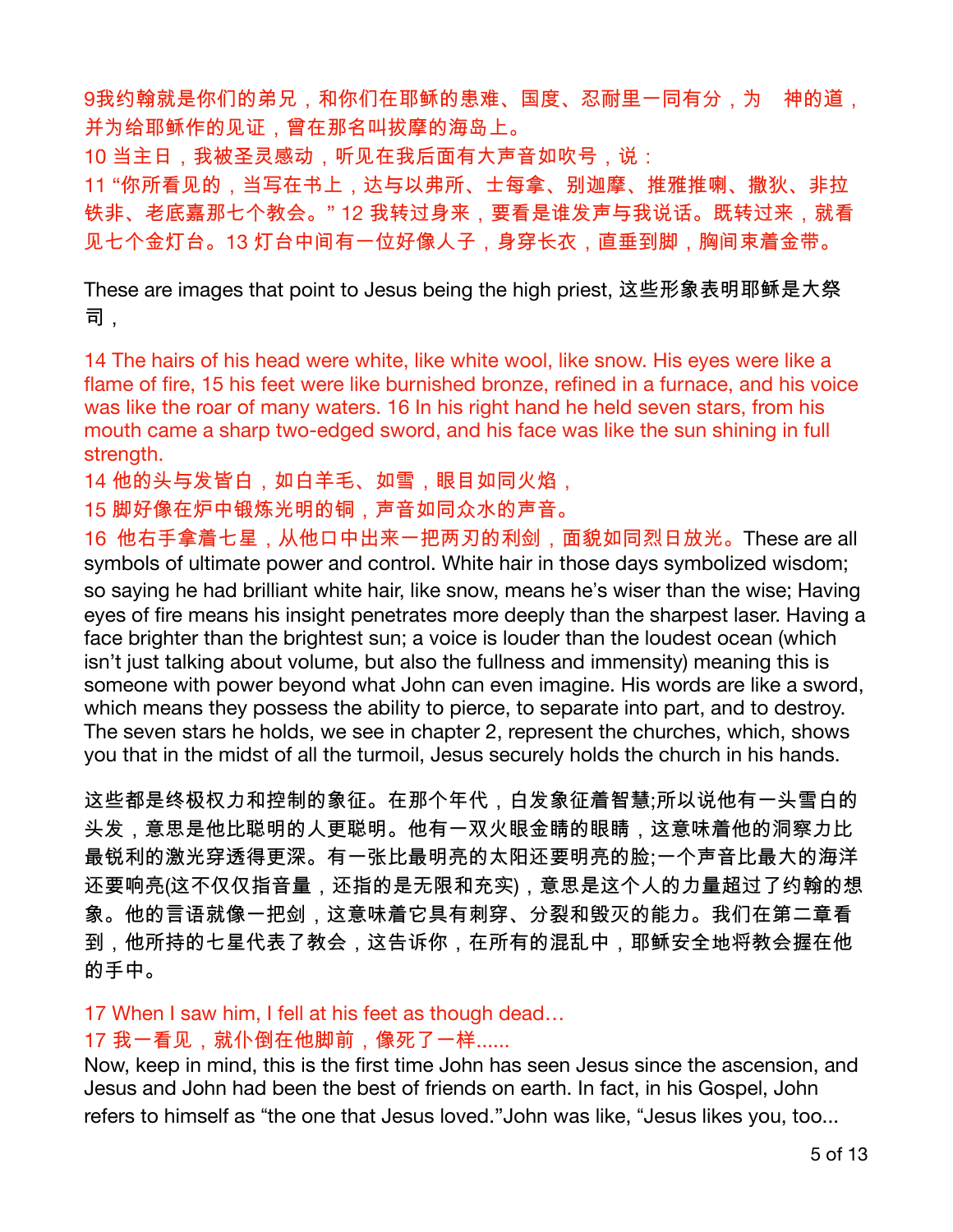9我约翰就是你们的弟兄，和你们在耶稣的患难、国度、忍耐里一同有分，为　神的道，并为给耶稣作的见证，曾在那名叫拔摩的海岛上。
10 当主日，我被圣灵感动，听见在我后面有大声音如吹号，说：
11 "你所看见的，当写在书上，达与以弗所、士每拿、别迦摩、推雅推喇、撒狄、非拉铁非、老底嘉那七个教会。" 12 我转过身来，要看是谁发声与我说话。既转过来，就看见七个金灯台。13 灯台中间有一位好像人子，身穿长衣，直垂到脚，胸间束着金带。

These are images that point to Jesus being the high priest, 这些形象表明耶稣是大祭司，

14 The hairs of his head were white, like white wool, like snow. His eyes were like a flame of fire, 15 his feet were like burnished bronze, refined in a furnace, and his voice was like the roar of many waters. 16 In his right hand he held seven stars, from his mouth came a sharp two-edged sword, and his face was like the sun shining in full strength.
14 他的头与发皆白，如白羊毛、如雪，眼目如同火焰，
15 脚好像在炉中锻炼光明的铜，声音如同众水的声音。
16 他右手拿着七星，从他口中出来一把两刃的利剑，面貌如同烈日放光。These are all symbols of ultimate power and control. White hair in those days symbolized wisdom; so saying he had brilliant white hair, like snow, means he's wiser than the wise; Having eyes of fire means his insight penetrates more deeply than the sharpest laser. Having a face brighter than the brightest sun; a voice is louder than the loudest ocean (which isn't just talking about volume, but also the fullness and immensity) meaning this is someone with power beyond what John can even imagine. His words are like a sword, which means they possess the ability to pierce, to separate into part, and to destroy. The seven stars he holds, we see in chapter 2, represent the churches, which, shows you that in the midst of all the turmoil, Jesus securely holds the church in his hands.

这些都是终极权力和控制的象征。在那个年代，白发象征着智慧;所以说他有一头雪白的头发，意思是他比聪明的人更聪明。他有一双火眼金睛的眼睛，这意味着他的洞察力比最锐利的激光穿透得更深。有一张比最明亮的太阳还要明亮的脸;一个声音比最大的海洋还要响亮(这不仅仅指音量，还指的是无限和充实)，意思是这个人的力量超过了约翰的想象。他的言语就像一把剑，这意味着它具有刺穿、分裂和毁灭的能力。我们在第二章看到，他所持的七星代表了教会，这告诉你，在所有的混乱中，耶稣安全地将教会握在他的手中。

17 When I saw him, I fell at his feet as though dead…
17 我一看见，就仆倒在他脚前，像死了一样......
Now, keep in mind, this is the first time John has seen Jesus since the ascension, and Jesus and John had been the best of friends on earth. In fact, in his Gospel, John refers to himself as "the one that Jesus loved."John was like, "Jesus likes you, too...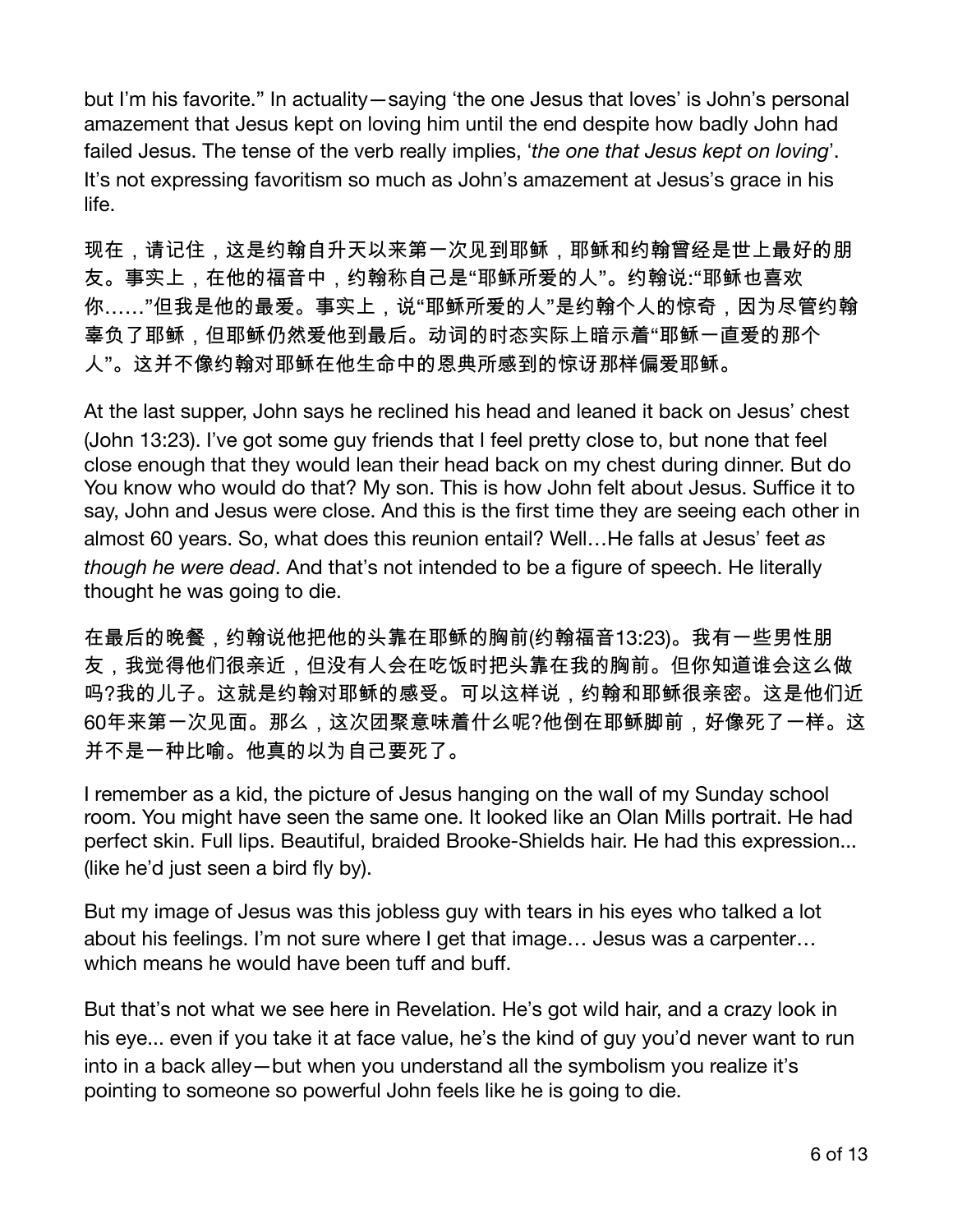but I'm his favorite." In actuality—saying 'the one Jesus that loves' is John's personal amazement that Jesus kept on loving him until the end despite how badly John had failed Jesus. The tense of the verb really implies, '*the one that Jesus kept on loving*'. It's not expressing favoritism so much as John's amazement at Jesus's grace in his life.

现在，请记住，这是约翰自升天以来第一次见到耶稣，耶稣和约翰曾经是世上最好的朋友。事实上，在他的福音中，约翰称自己是"耶稣所爱的人"。约翰说:"耶稣也喜欢你……"但我是他的最爱。事实上，说"耶稣所爱的人"是约翰个人的惊奇，因为尽管约翰辜负了耶稣，但耶稣仍然爱他到最后。动词的时态实际上暗示着"耶稣一直爱的那个人"。这并不像约翰对耶稣在他生命中的恩典所感到的惊讶那样偏爱耶稣。

At the last supper, John says he reclined his head and leaned it back on Jesus' chest (John 13:23). I've got some guy friends that I feel pretty close to, but none that feel close enough that they would lean their head back on my chest during dinner. But do You know who would do that? My son. This is how John felt about Jesus. Suffice it to say, John and Jesus were close. And this is the first time they are seeing each other in almost 60 years. So, what does this reunion entail? Well…He falls at Jesus' feet *as though he were dead*. And that's not intended to be a figure of speech. He literally thought he was going to die.

在最后的晚餐，约翰说他把他的头靠在耶稣的胸前(约翰福音13:23)。我有一些男性朋友，我觉得他们很亲近，但没有人会在吃饭时把头靠在我的胸前。但你知道谁会这么做吗?我的儿子。这就是约翰对耶稣的感受。可以这样说，约翰和耶稣很亲密。这是他们近60年来第一次见面。那么，这次团聚意味着什么呢?他倒在耶稣脚前，好像死了一样。这并不是一种比喻。他真的以为自己要死了。

I remember as a kid, the picture of Jesus hanging on the wall of my Sunday school room. You might have seen the same one. It looked like an Olan Mills portrait. He had perfect skin. Full lips. Beautiful, braided Brooke-Shields hair. He had this expression... (like he'd just seen a bird fly by).

But my image of Jesus was this jobless guy with tears in his eyes who talked a lot about his feelings. I'm not sure where I get that image… Jesus was a carpenter… which means he would have been tuff and buff.

But that's not what we see here in Revelation. He's got wild hair, and a crazy look in his eye... even if you take it at face value, he's the kind of guy you'd never want to run into in a back alley—but when you understand all the symbolism you realize it's pointing to someone so powerful John feels like he is going to die.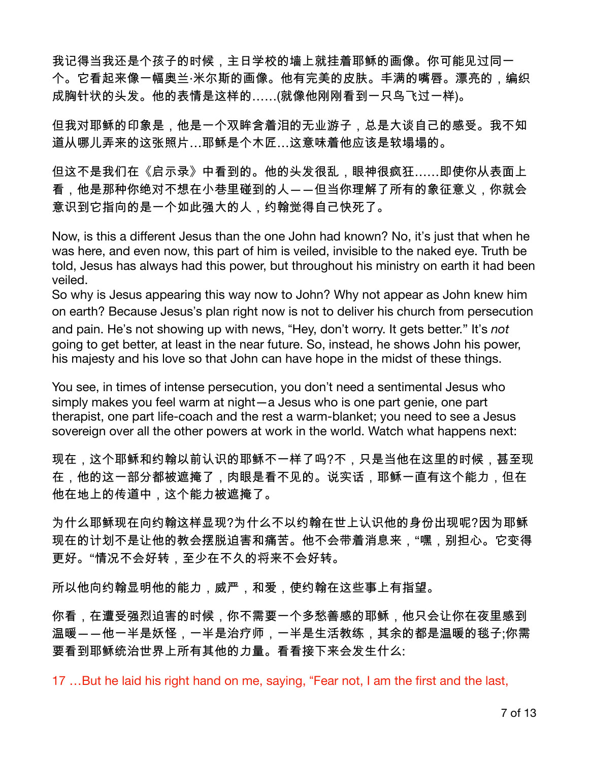我记得当我还是个孩子的时候，主日学校的墙上就挂着耶稣的画像。你可能见过同一个。它看起来像一幅奥兰·米尔斯的画像。他有完美的皮肤。丰满的嘴唇。漂亮的，编织成胸针状的头发。他的表情是这样的……(就像他刚刚看到一只鸟飞过一样)。

但我对耶稣的印象是，他是一个双眸含着泪的无业游子，总是大谈自己的感受。我不知道从哪儿弄来的这张照片…耶稣是个木匠…这意味着他应该是软塌塌的。

但这不是我们在《启示录》中看到的。他的头发很乱，眼神很疯狂……即使你从表面上看，他是那种你绝对不想在小巷里碰到的人——但当你理解了所有的象征意义，你就会意识到它指向的是一个如此强大的人，约翰觉得自己快死了。

Now, is this a different Jesus than the one John had known? No, it's just that when he was here, and even now, this part of him is veiled, invisible to the naked eye. Truth be told, Jesus has always had this power, but throughout his ministry on earth it had been veiled.
So why is Jesus appearing this way now to John? Why not appear as John knew him on earth? Because Jesus's plan right now is not to deliver his church from persecution and pain. He's not showing up with news, "Hey, don't worry. It gets better." It's *not* going to get better, at least in the near future. So, instead, he shows John his power, his majesty and his love so that John can have hope in the midst of these things.

You see, in times of intense persecution, you don't need a sentimental Jesus who simply makes you feel warm at night—a Jesus who is one part genie, one part therapist, one part life-coach and the rest a warm-blanket; you need to see a Jesus sovereign over all the other powers at work in the world. Watch what happens next:

现在，这个耶稣和约翰以前认识的耶稣不一样了吗?不，只是当他在这里的时候，甚至现在，他的这一部分都被遮掩了，肉眼是看不见的。说实话，耶稣一直有这个能力，但在他在地上的传道中，这个能力被遮掩了。

为什么耶稣现在向约翰这样显现?为什么不以约翰在世上认识他的身份出现呢?因为耶稣现在的计划不是让他的教会摆脱迫害和痛苦。他不会带着消息来，"嘿，别担心。它变得更好。"情况不会好转，至少在不久的将来不会好转。

所以他向约翰显明他的能力，威严，和爱，使约翰在这些事上有指望。

你看，在遭受强烈迫害的时候，你不需要一个多愁善感的耶稣，他只会让你在夜里感到温暖——他一半是妖怪，一半是治疗师，一半是生活教练，其余的都是温暖的毯子;你需要看到耶稣统治世界上所有其他的力量。看看接下来会发生什么:

17 …But he laid his right hand on me, saying, "Fear not, I am the first and the last,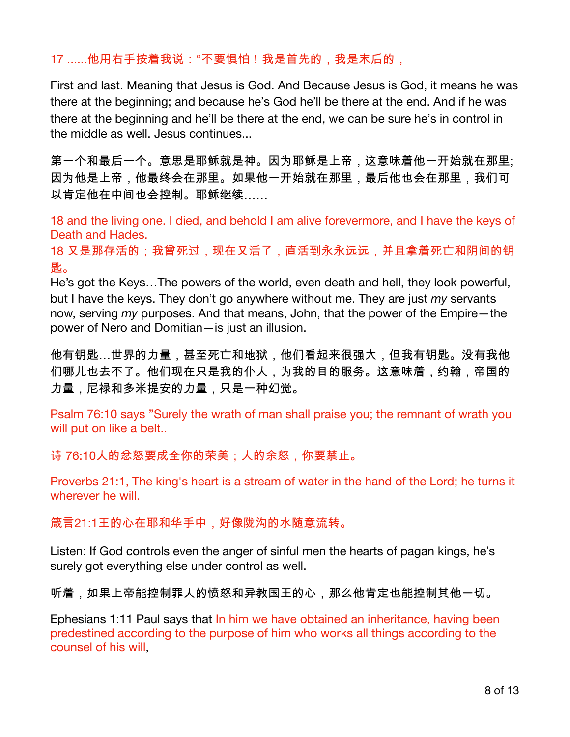17 ......他用右手按着我说："不要惧怕！我是首先的，我是末后的，

First and last. Meaning that Jesus is God. And Because Jesus is God, it means he was there at the beginning; and because he's God he'll be there at the end. And if he was there at the beginning and he'll be there at the end, we can be sure he's in control in the middle as well. Jesus continues...

第一个和最后一个。意思是耶稣就是神。因为耶稣是上帝，这意味着他一开始就在那里;因为他是上帝，他最终会在那里。如果他一开始就在那里，最后他也会在那里，我们可以肯定他在中间也会控制。耶稣继续......

18 and the living one. I died, and behold I am alive forevermore, and I have the keys of Death and Hades.
18 又是那存活的；我曾死过，现在又活了，直活到永永远远，并且拿着死亡和阴间的钥匙。
He's got the Keys…The powers of the world, even death and hell, they look powerful, but I have the keys. They don't go anywhere without me. They are just *my* servants now, serving *my* purposes. And that means, John, that the power of the Empire—the power of Nero and Domitian—is just an illusion.

他有钥匙…世界的力量，甚至死亡和地狱，他们看起来很强大，但我有钥匙。没有我他们哪儿也去不了。他们现在只是我的仆人，为我的目的服务。这意味着，约翰，帝国的力量，尼禄和多米提安的力量，只是一种幻觉。

Psalm 76:10 says "Surely the wrath of man shall praise you; the remnant of wrath you will put on like a belt..

诗 76:10人的忿怒要成全你的荣美；人的余怒，你要禁止。

Proverbs 21:1, The king's heart is a stream of water in the hand of the Lord; he turns it wherever he will.

箴言21:1王的心在耶和华手中，好像陇沟的水随意流转。

Listen: If God controls even the anger of sinful men the hearts of pagan kings, he's surely got everything else under control as well.

听着，如果上帝能控制罪人的愤怒和异教国王的心，那么他肯定也能控制其他一切。

Ephesians 1:11 Paul says that In him we have obtained an inheritance, having been predestined according to the purpose of him who works all things according to the counsel of his will,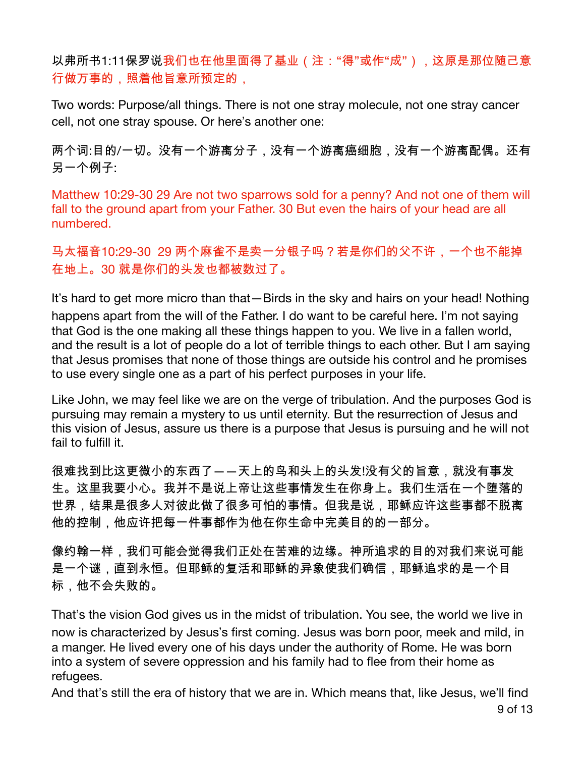以弗所书1:11保罗说我们也在他里面得了基业（注："得"或作"成"），这原是那位随己意行做万事的，照着他旨意所预定的，

Two words: Purpose/all things. There is not one stray molecule, not one stray cancer cell, not one stray spouse. Or here's another one:

两个词:目的/一切。没有一个游离分子，没有一个游离癌细胞，没有一个游离配偶。还有另一个例子:

Matthew 10:29-30 29 Are not two sparrows sold for a penny? And not one of them will fall to the ground apart from your Father. 30 But even the hairs of your head are all numbered.

马太福音10:29-30 29 两个麻雀不是卖一分银子吗？若是你们的父不许，一个也不能掉在地上。30 就是你们的头发也都被数过了。

It's hard to get more micro than that—Birds in the sky and hairs on your head! Nothing happens apart from the will of the Father. I do want to be careful here. I'm not saying that God is the one making all these things happen to you. We live in a fallen world, and the result is a lot of people do a lot of terrible things to each other. But I am saying that Jesus promises that none of those things are outside his control and he promises to use every single one as a part of his perfect purposes in your life.

Like John, we may feel like we are on the verge of tribulation. And the purposes God is pursuing may remain a mystery to us until eternity. But the resurrection of Jesus and this vision of Jesus, assure us there is a purpose that Jesus is pursuing and he will not fail to fulfill it.

很难找到比这更微小的东西了——天上的鸟和头上的头发!没有父的旨意，就没有事发生。这里我要小心。我并不是说上帝让这些事情发生在你身上。我们生活在一个堕落的世界，结果是很多人对彼此做了很多可怕的事情。但我是说，耶稣应许这些事都不脱离他的控制，他应许把每一件事都作为他在你生命中完美目的的一部分。

像约翰一样，我们可能会觉得我们正处在苦难的边缘。神所追求的目的对我们来说可能是一个谜，直到永恒。但耶稣的复活和耶稣的异象使我们确信，耶稣追求的是一个目标，他不会失败的。

That's the vision God gives us in the midst of tribulation. You see, the world we live in now is characterized by Jesus's first coming. Jesus was born poor, meek and mild, in a manger. He lived every one of his days under the authority of Rome. He was born into a system of severe oppression and his family had to flee from their home as refugees.

And that's still the era of history that we are in. Which means that, like Jesus, we'll find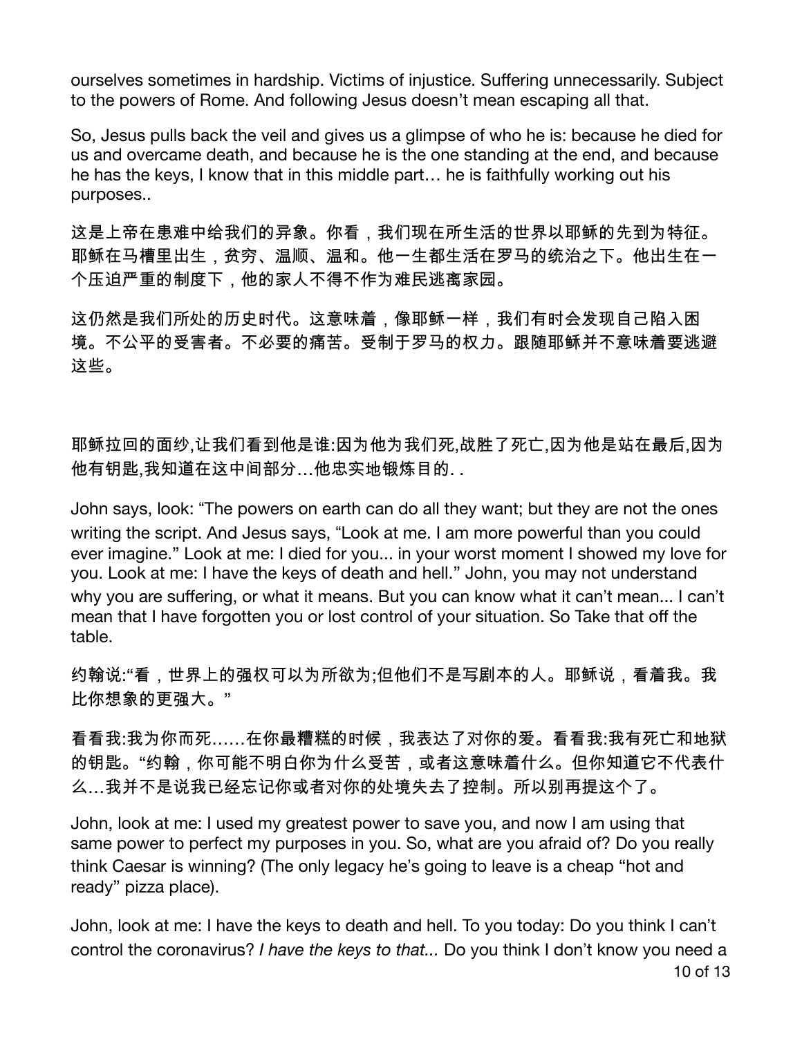ourselves sometimes in hardship. Victims of injustice. Suffering unnecessarily. Subject to the powers of Rome. And following Jesus doesn't mean escaping all that.

So, Jesus pulls back the veil and gives us a glimpse of who he is: because he died for us and overcame death, and because he is the one standing at the end, and because he has the keys, I know that in this middle part… he is faithfully working out his purposes..

这是上帝在患难中给我们的异象。你看，我们现在所生活的世界以耶稣的先到为特征。耶稣在马槽里出生，贫穷、温顺、温和。他一生都生活在罗马的统治之下。他出生在一个压迫严重的制度下，他的家人不得不作为难民逃离家园。

这仍然是我们所处的历史时代。这意味着，像耶稣一样，我们有时会发现自己陷入困境。不公平的受害者。不必要的痛苦。受制于罗马的权力。跟随耶稣并不意味着要逃避这些。

耶稣拉回的面纱,让我们看到他是谁:因为他为我们死,战胜了死亡,因为他是站在最后,因为他有钥匙,我知道在这中间部分…他忠实地锻炼目的. .

John says, look: "The powers on earth can do all they want; but they are not the ones writing the script. And Jesus says, "Look at me. I am more powerful than you could ever imagine." Look at me: I died for you... in your worst moment I showed my love for you. Look at me: I have the keys of death and hell." John, you may not understand why you are suffering, or what it means. But you can know what it can't mean... I can't mean that I have forgotten you or lost control of your situation. So Take that off the table.

约翰说:"看，世界上的强权可以为所欲为;但他们不是写剧本的人。耶稣说，看着我。我比你想象的更强大。"

看看我:我为你而死……在你最糟糕的时候，我表达了对你的爱。看看我:我有死亡和地狱的钥匙。"约翰，你可能不明白你为什么受苦，或者这意味着什么。但你知道它不代表什么…我并不是说我已经忘记你或者对你的处境失去了控制。所以别再提这个了。

John, look at me: I used my greatest power to save you, and now I am using that same power to perfect my purposes in you. So, what are you afraid of? Do you really think Caesar is winning? (The only legacy he's going to leave is a cheap "hot and ready" pizza place).

John, look at me: I have the keys to death and hell. To you today: Do you think I can't control the coronavirus? *I have the keys to that...* Do you think I don't know you need a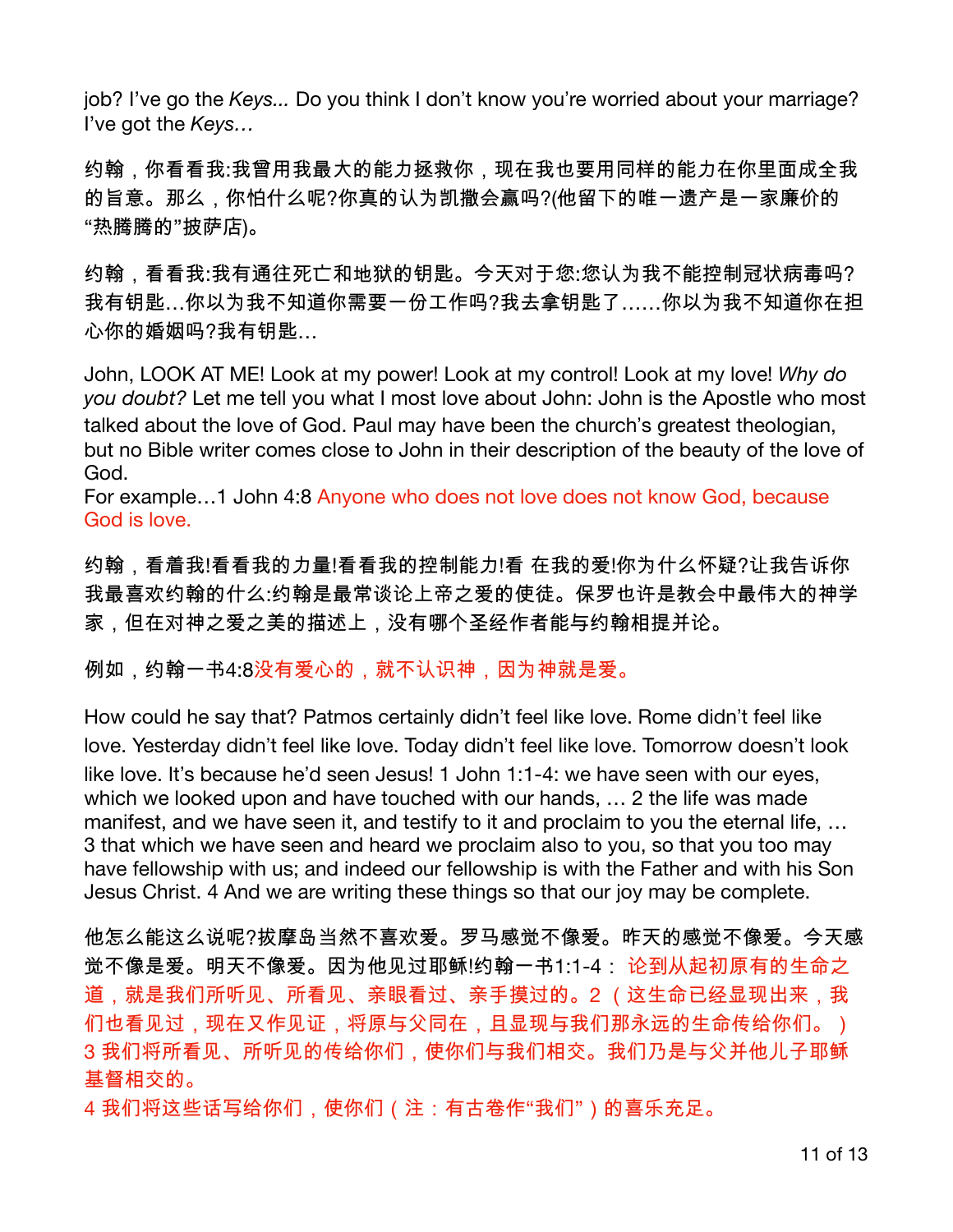job? I've go the *Keys...* Do you think I don't know you're worried about your marriage? I've got the *Keys…*

约翰，你看看我:我曾用我最大的能力拯救你，现在我也要用同样的能力在你里面成全我的旨意。那么，你怕什么呢?你真的认为凯撒会赢吗?(他留下的唯一遗产是一家廉价的“热腾腾的”披萨店)。

约翰，看看我:我有通往死亡和地狱的钥匙。今天对于您:您认为我不能控制冠状病毒吗?我有钥匙…你以为我不知道你需要一份工作吗?我去拿钥匙了……你以为我不知道你在担心你的婚姻吗?我有钥匙…

John, LOOK AT ME! Look at my power! Look at my control! Look at my love! *Why do you doubt?* Let me tell you what I most love about John: John is the Apostle who most talked about the love of God. Paul may have been the church's greatest theologian, but no Bible writer comes close to John in their description of the beauty of the love of God.
For example…1 John 4:8 Anyone who does not love does not know God, because God is love.

约翰，看着我!看看我的力量!看看我的控制能力!看 在我的爱!你为什么怀疑?让我告诉你我最喜欢约翰的什么:约翰是最常谈论上帝之爱的使徒。保罗也许是教会中最伟大的神学家，但在对神之爱之美的描述上，没有哪个圣经作者能与约翰相提并论。

例如，约翰一书4:8没有爱心的，就不认识神，因为神就是爱。

How could he say that? Patmos certainly didn't feel like love. Rome didn't feel like love. Yesterday didn't feel like love. Today didn't feel like love. Tomorrow doesn't look like love. It's because he'd seen Jesus! 1 John 1:1-4: we have seen with our eyes, which we looked upon and have touched with our hands, … 2 the life was made manifest, and we have seen it, and testify to it and proclaim to you the eternal life, … 3 that which we have seen and heard we proclaim also to you, so that you too may have fellowship with us; and indeed our fellowship is with the Father and with his Son Jesus Christ. 4 And we are writing these things so that our joy may be complete.

他怎么能这么说呢?拔摩岛当然不喜欢爱。罗马感觉不像爱。昨天的感觉不像爱。今天感觉不像是爱。明天不像爱。因为他见过耶稣!约翰一书1:1-4：论到从起初原有的生命之道，就是我们所听见、所看见、亲眼看过、亲手摸过的。2（这生命已经显现出来，我们也看见过，现在又作见证，将原与父同在，且显现与我们那永远的生命传给你们。）3 我们将所看见、所听见的传给你们，使你们与我们相交。我们乃是与父并他儿子耶稣基督相交的。
4 我们将这些话写给你们，使你们（注：有古卷作“我们”）的喜乐充足。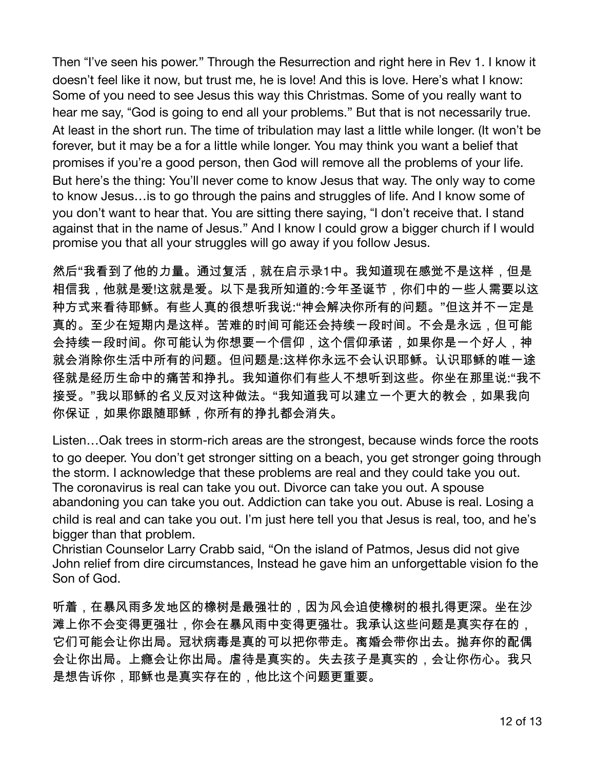Then “I’ve seen his power.” Through the Resurrection and right here in Rev 1. I know it doesn’t feel like it now, but trust me, he is love! And this is love. Here’s what I know: Some of you need to see Jesus this way this Christmas. Some of you really want to hear me say, “God is going to end all your problems.” But that is not necessarily true. At least in the short run. The time of tribulation may last a little while longer. (It won’t be forever, but it may be a for a little while longer. You may think you want a belief that promises if you’re a good person, then God will remove all the problems of your life. But here’s the thing: You’ll never come to know Jesus that way. The only way to come to know Jesus…is to go through the pains and struggles of life. And I know some of you don’t want to hear that. You are sitting there saying, “I don’t receive that. I stand against that in the name of Jesus.” And I know I could grow a bigger church if I would promise you that all your struggles will go away if you follow Jesus.

然后“我看到了他的力量。通过复活，就在启示录1中。我知道现在感觉不是这样，但是相信我，他就是爱!这就是爱。以下是我所知道的:今年圣诞节，你们中的一些人需要以这种方式来看待耶稣。有些人真的很想听我说:“神会解决你所有的问题。”但这并不一定是真的。至少在短期内是这样。苦难的时间可能还会持续一段时间。不会是永远，但可能会持续一段时间。你可能认为你想要一个信仰，这个信仰承诺，如果你是一个好人，神就会消除你生活中所有的问题。但问题是:这样你永远不会认识耶稣。认识耶稣的唯一途径就是经历生命中的痛苦和挣扎。我知道你们有些人不想听到这些。你坐在那里说:“我不接受。”我以耶稣的名义反对这种做法。“我知道我可以建立一个更大的教会，如果我向你保证，如果你跟随耶稣，你所有的挣扎都会消失。

Listen…Oak trees in storm-rich areas are the strongest, because winds force the roots to go deeper. You don’t get stronger sitting on a beach, you get stronger going through the storm. I acknowledge that these problems are real and they could take you out. The coronavirus is real can take you out. Divorce can take you out. A spouse abandoning you can take you out. Addiction can take you out. Abuse is real. Losing a child is real and can take you out. I’m just here tell you that Jesus is real, too, and he’s bigger than that problem.
Christian Counselor Larry Crabb said, “On the island of Patmos, Jesus did not give John relief from dire circumstances, Instead he gave him an unforgettable vision fo the Son of God.

听着，在暴风雨多发地区的橡树是最强壮的，因为风会迫使橡树的根扎得更深。坐在沙滩上你不会变得更强壮，你会在暴风雨中变得更强壮。我承认这些问题是真实存在的，它们可能会让你出局。冠状病毒是真的可以把你带走。离婚会带你出去。抛弃你的配偶会让你出局。上瘾会让你出局。虐待是真实的。失去孩子是真实的，会让你伤心。我只是想告诉你，耶稣也是真实存在的，他比这个问题更重要。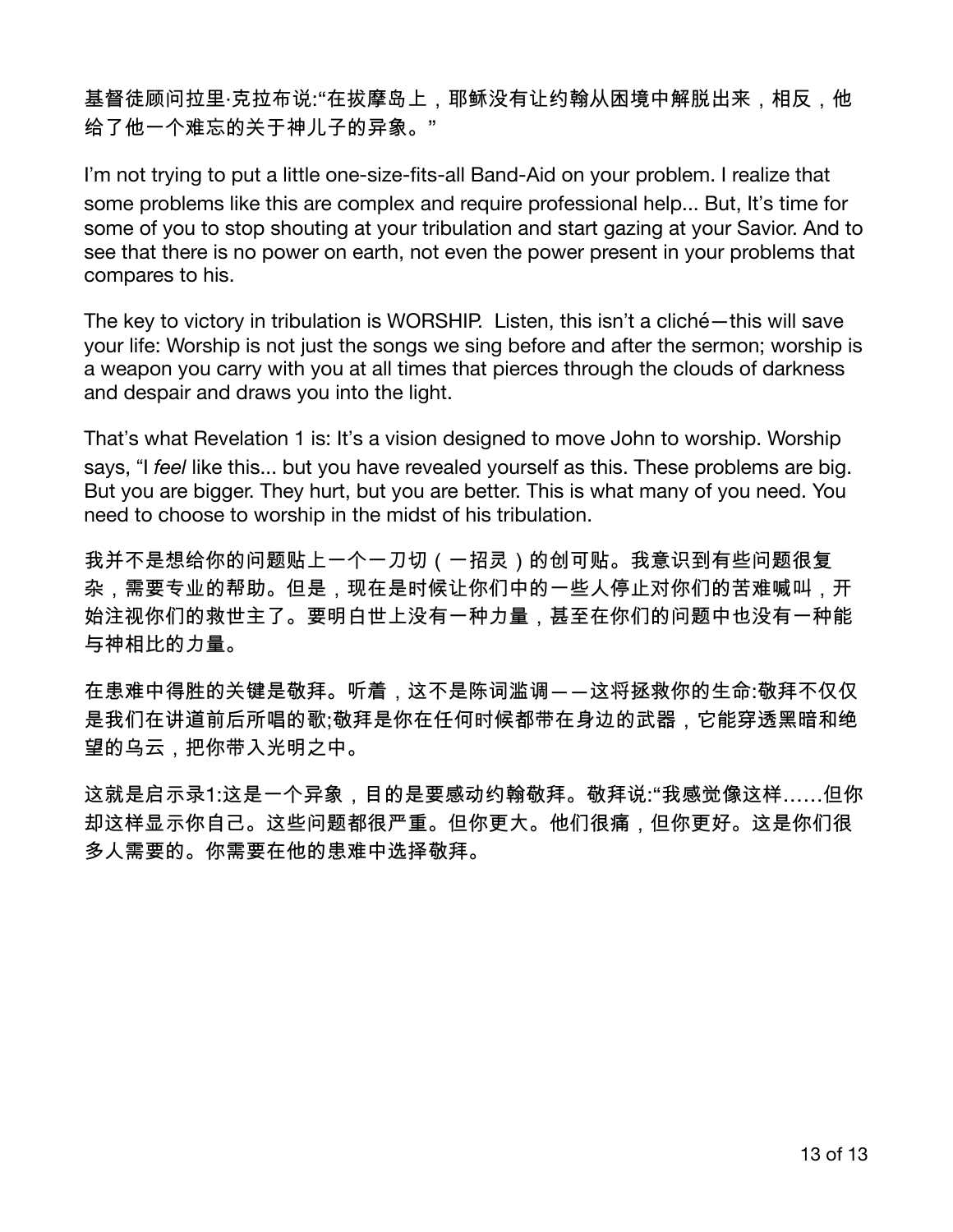基督徒顾问拉里·克拉布说:"在拔摩岛上，耶稣没有让约翰从困境中解脱出来，相反，他给了他一个难忘的关于神儿子的异象。"

I'm not trying to put a little one-size-fits-all Band-Aid on your problem. I realize that some problems like this are complex and require professional help... But, It's time for some of you to stop shouting at your tribulation and start gazing at your Savior. And to see that there is no power on earth, not even the power present in your problems that compares to his.

The key to victory in tribulation is WORSHIP. Listen, this isn't a cliché—this will save your life: Worship is not just the songs we sing before and after the sermon; worship is a weapon you carry with you at all times that pierces through the clouds of darkness and despair and draws you into the light.

That's what Revelation 1 is: It's a vision designed to move John to worship. Worship says, "I *feel* like this... but you have revealed yourself as this. These problems are big. But you are bigger. They hurt, but you are better. This is what many of you need. You need to choose to worship in the midst of his tribulation.

我并不是想给你的问题贴上一个一刀切（一招灵）的创可贴。我意识到有些问题很复杂，需要专业的帮助。但是，现在是时候让你们中的一些人停止对你们的苦难喊叫，开始注视你们的救世主了。要明白世上没有一种力量，甚至在你们的问题中也没有一种能与神相比的力量。

在患难中得胜的关键是敬拜。听着，这不是陈词滥调——这将拯救你的生命:敬拜不仅仅是我们在讲道前后所唱的歌;敬拜是你在任何时候都带在身边的武器，它能穿透黑暗和绝望的乌云，把你带入光明之中。

这就是启示录1:这是一个异象，目的是要感动约翰敬拜。敬拜说:"我感觉像这样……但你却这样显示你自己。这些问题都很严重。但你更大。他们很痛，但你更好。这是你们很多人需要的。你需要在他的患难中选择敬拜。